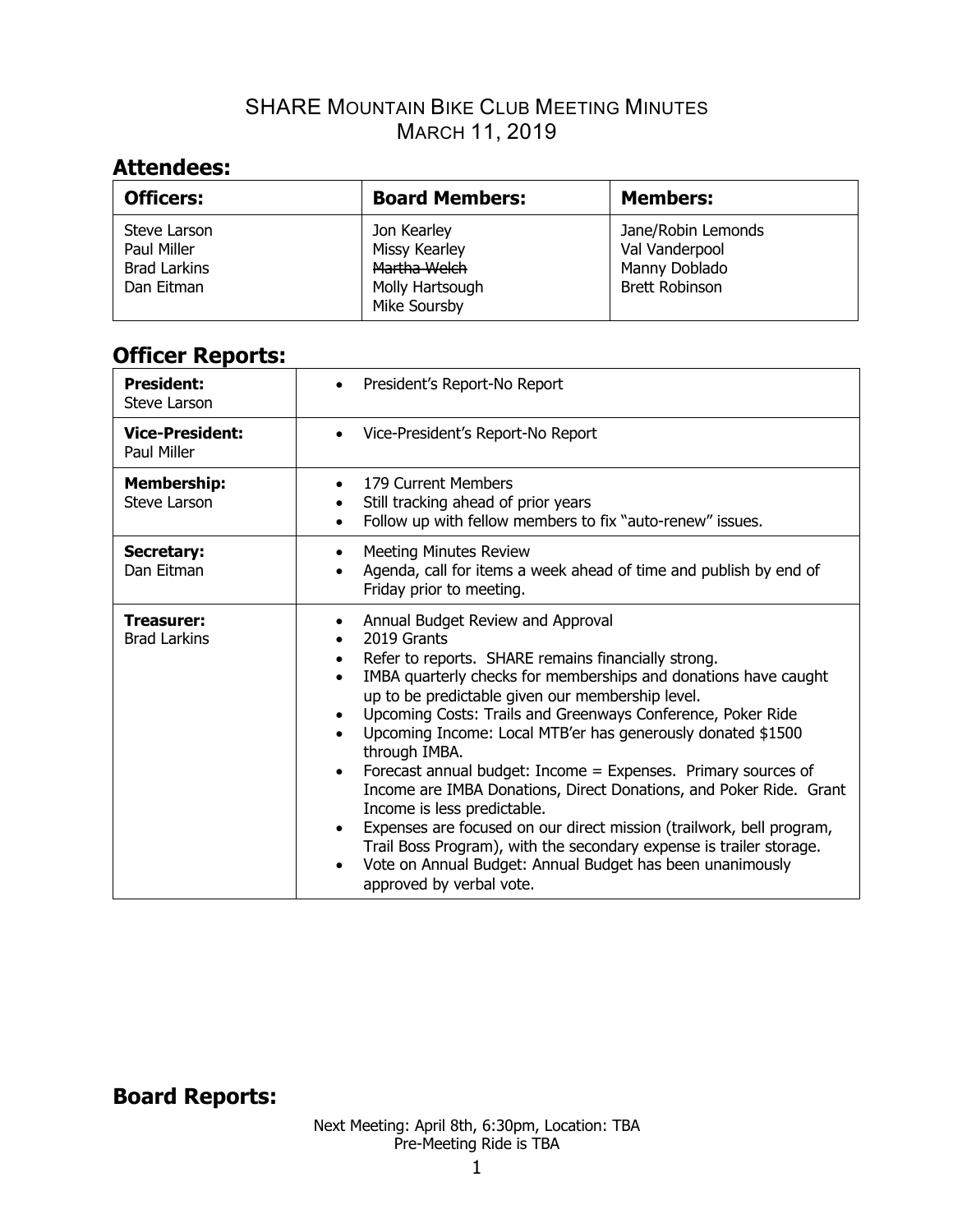# SHARE Mountain Bike Club Meeting Minutes
## March 11, 2019

## Attendees:

| Officers: | Board Members: | Members: |
|---|---|---|
| Steve Larson<br>Paul Miller<br>Brad Larkins<br>Dan Eitman | Jon Kearley<br>Missy Kearley<br>~~Martha Welch~~<br>Molly Hartsough<br>Mike Soursby | Jane/Robin Lemonds<br>Val Vanderpool<br>Manny Doblado<br>Brett Robinson |

## Officer Reports:

| | |
|---|---|
| **President:**<br>Steve Larson | • President's Report-No Report |
| **Vice-President:**<br>Paul Miller | • Vice-President's Report-No Report |
| **Membership:**<br>Steve Larson | • 179 Current Members<br>• Still tracking ahead of prior years<br>• Follow up with fellow members to fix "auto-renew" issues. |
| **Secretary:**<br>Dan Eitman | • Meeting Minutes Review<br>• Agenda, call for items a week ahead of time and publish by end of Friday prior to meeting. |
| **Treasurer:**<br>Brad Larkins | • Annual Budget Review and Approval<br>• 2019 Grants<br>• Refer to reports. SHARE remains financially strong.<br>• IMBA quarterly checks for memberships and donations have caught up to be predictable given our membership level.<br>• Upcoming Costs: Trails and Greenways Conference, Poker Ride<br>• Upcoming Income: Local MTB'er has generously donated $1500 through IMBA.<br>• Forecast annual budget: Income = Expenses. Primary sources of Income are IMBA Donations, Direct Donations, and Poker Ride. Grant Income is less predictable.<br>• Expenses are focused on our direct mission (trailwork, bell program, Trail Boss Program), with the secondary expense is trailer storage.<br>• Vote on Annual Budget: Annual Budget has been unanimously approved by verbal vote. |

## Board Reports:

Next Meeting: April 8th, 6:30pm, Location: TBA
Pre-Meeting Ride is TBA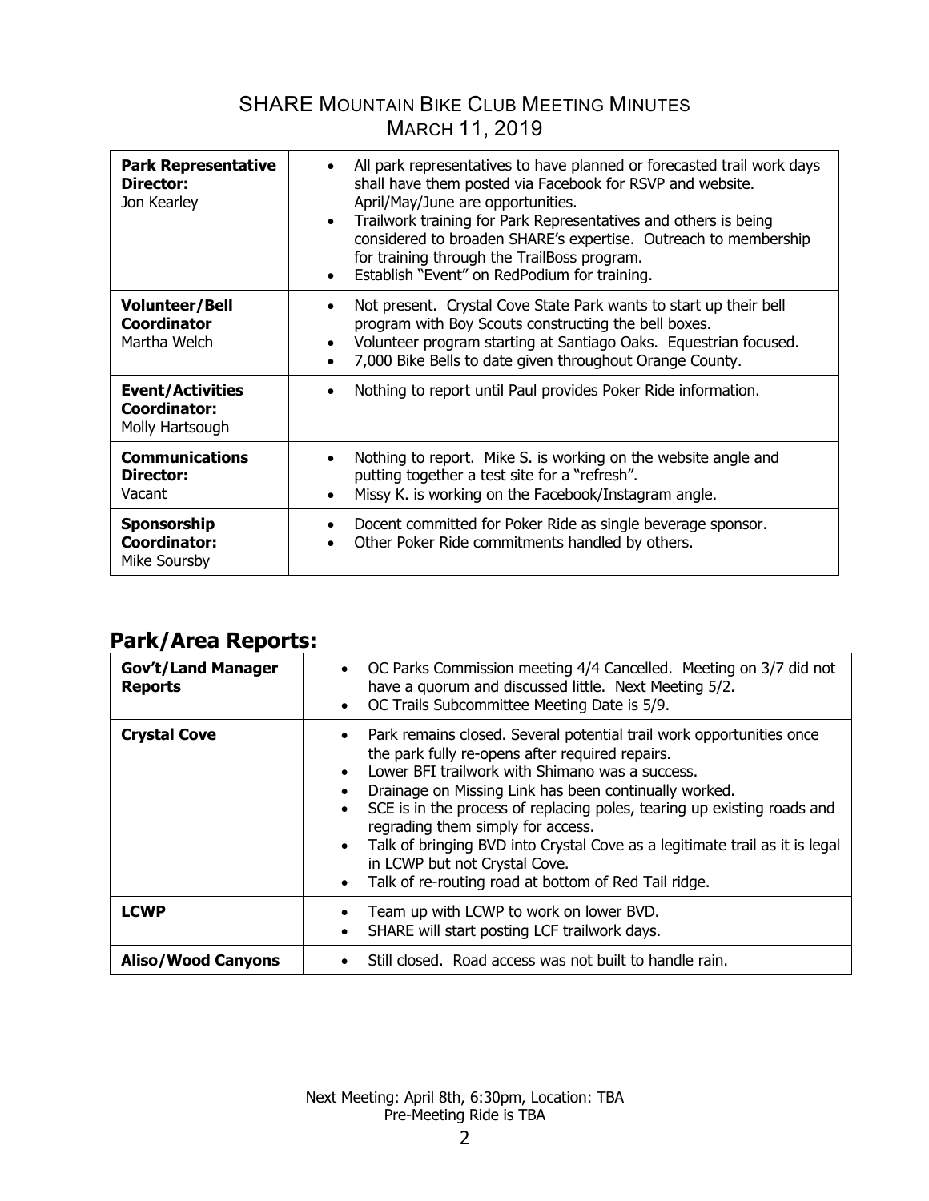# SHARE Mountain Bike Club Meeting Minutes

## March 11, 2019

| | |
|---|---|
| **Park Representative Director:** Jon Kearley | • All park representatives to have planned or forecasted trail work days shall have them posted via Facebook for RSVP and website. April/May/June are opportunities.<br>• Trailwork training for Park Representatives and others is being considered to broaden SHARE's expertise. Outreach to membership for training through the TrailBoss program.<br>• Establish "Event" on RedPodium for training. |
| **Volunteer/Bell Coordinator** Martha Welch | • Not present. Crystal Cove State Park wants to start up their bell program with Boy Scouts constructing the bell boxes.<br>• Volunteer program starting at Santiago Oaks. Equestrian focused.<br>• 7,000 Bike Bells to date given throughout Orange County. |
| **Event/Activities Coordinator:** Molly Hartsough | • Nothing to report until Paul provides Poker Ride information. |
| **Communications Director:** Vacant | • Nothing to report. Mike S. is working on the website angle and putting together a test site for a "refresh".<br>• Missy K. is working on the Facebook/Instagram angle. |
| **Sponsorship Coordinator:** Mike Soursby | • Docent committed for Poker Ride as single beverage sponsor.<br>• Other Poker Ride commitments handled by others. |

## Park/Area Reports:

| | |
|---|---|
| **Gov't/Land Manager Reports** | • OC Parks Commission meeting 4/4 Cancelled. Meeting on 3/7 did not have a quorum and discussed little. Next Meeting 5/2.<br>• OC Trails Subcommittee Meeting Date is 5/9. |
| **Crystal Cove** | • Park remains closed. Several potential trail work opportunities once the park fully re-opens after required repairs.<br>• Lower BFI trailwork with Shimano was a success.<br>• Drainage on Missing Link has been continually worked.<br>• SCE is in the process of replacing poles, tearing up existing roads and regrading them simply for access.<br>• Talk of bringing BVD into Crystal Cove as a legitimate trail as it is legal in LCWP but not Crystal Cove.<br>• Talk of re-routing road at bottom of Red Tail ridge. |
| **LCWP** | • Team up with LCWP to work on lower BVD.<br>• SHARE will start posting LCF trailwork days. |
| **Aliso/Wood Canyons** | • Still closed. Road access was not built to handle rain. |

Next Meeting: April 8th, 6:30pm, Location: TBA
Pre-Meeting Ride is TBA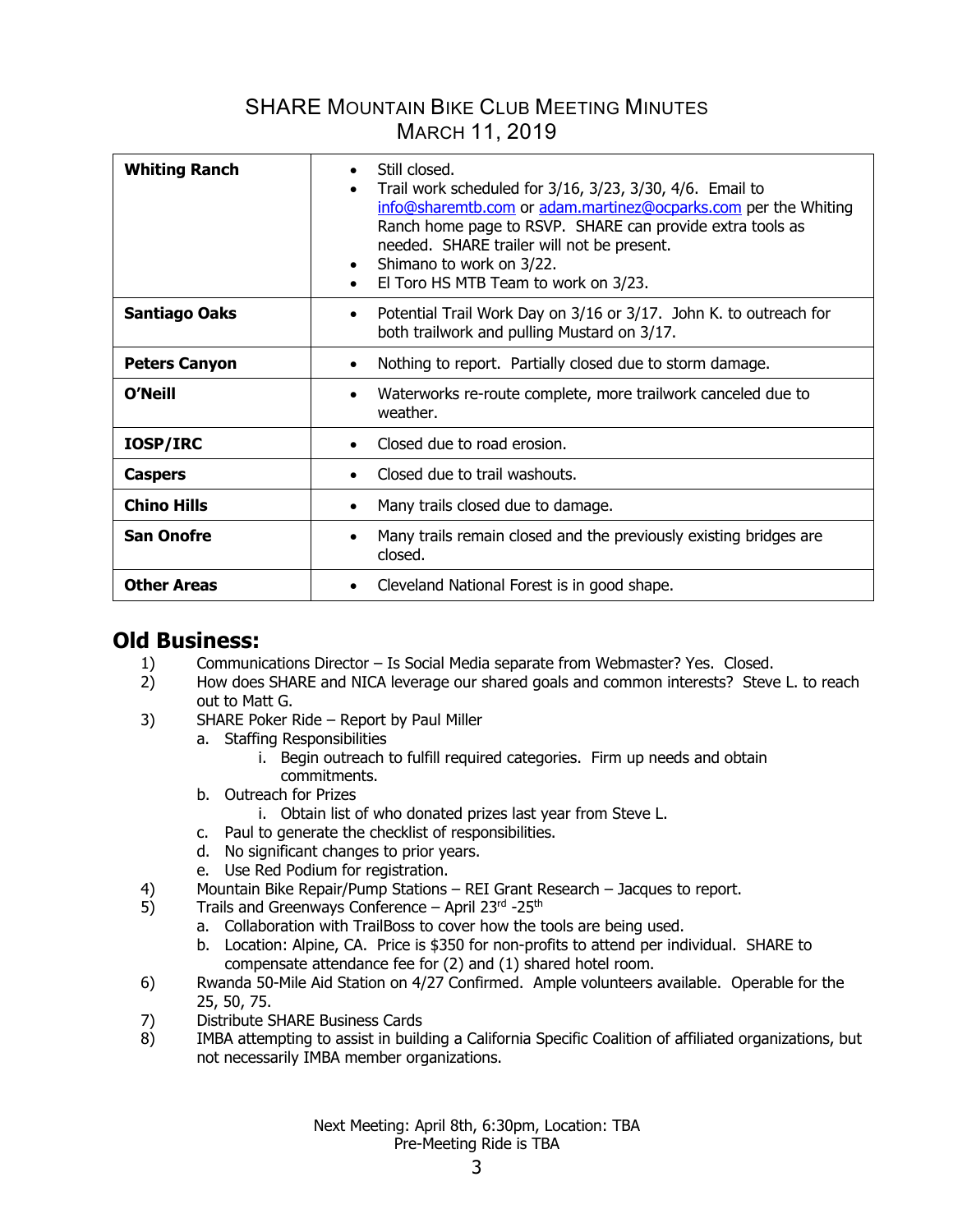# SHARE Mountain Bike Club Meeting Minutes
## March 11, 2019

| | |
|---|---|
| **Whiting Ranch** | • Still closed.<br>• Trail work scheduled for 3/16, 3/23, 3/30, 4/6. Email to info@sharemtb.com or adam.martinez@ocparks.com per the Whiting Ranch home page to RSVP. SHARE can provide extra tools as needed. SHARE trailer will not be present.<br>• Shimano to work on 3/22.<br>• El Toro HS MTB Team to work on 3/23. |
| **Santiago Oaks** | • Potential Trail Work Day on 3/16 or 3/17. John K. to outreach for both trailwork and pulling Mustard on 3/17. |
| **Peters Canyon** | • Nothing to report. Partially closed due to storm damage. |
| **O'Neill** | • Waterworks re-route complete, more trailwork canceled due to weather. |
| **IOSP/IRC** | • Closed due to road erosion. |
| **Caspers** | • Closed due to trail washouts. |
| **Chino Hills** | • Many trails closed due to damage. |
| **San Onofre** | • Many trails remain closed and the previously existing bridges are closed. |
| **Other Areas** | • Cleveland National Forest is in good shape. |

## Old Business:

1) Communications Director – Is Social Media separate from Webmaster? Yes. Closed.
2) How does SHARE and NICA leverage our shared goals and common interests? Steve L. to reach out to Matt G.
3) SHARE Poker Ride – Report by Paul Miller
   a. Staffing Responsibilities
      i. Begin outreach to fulfill required categories. Firm up needs and obtain commitments.
   b. Outreach for Prizes
      i. Obtain list of who donated prizes last year from Steve L.
   c. Paul to generate the checklist of responsibilities.
   d. No significant changes to prior years.
   e. Use Red Podium for registration.
4) Mountain Bike Repair/Pump Stations – REI Grant Research – Jacques to report.
5) Trails and Greenways Conference – April 23rd -25th
   a. Collaboration with TrailBoss to cover how the tools are being used.
   b. Location: Alpine, CA. Price is $350 for non-profits to attend per individual. SHARE to compensate attendance fee for (2) and (1) shared hotel room.
6) Rwanda 50-Mile Aid Station on 4/27 Confirmed. Ample volunteers available. Operable for the 25, 50, 75.
7) Distribute SHARE Business Cards
8) IMBA attempting to assist in building a California Specific Coalition of affiliated organizations, but not necessarily IMBA member organizations.

Next Meeting: April 8th, 6:30pm, Location: TBA
Pre-Meeting Ride is TBA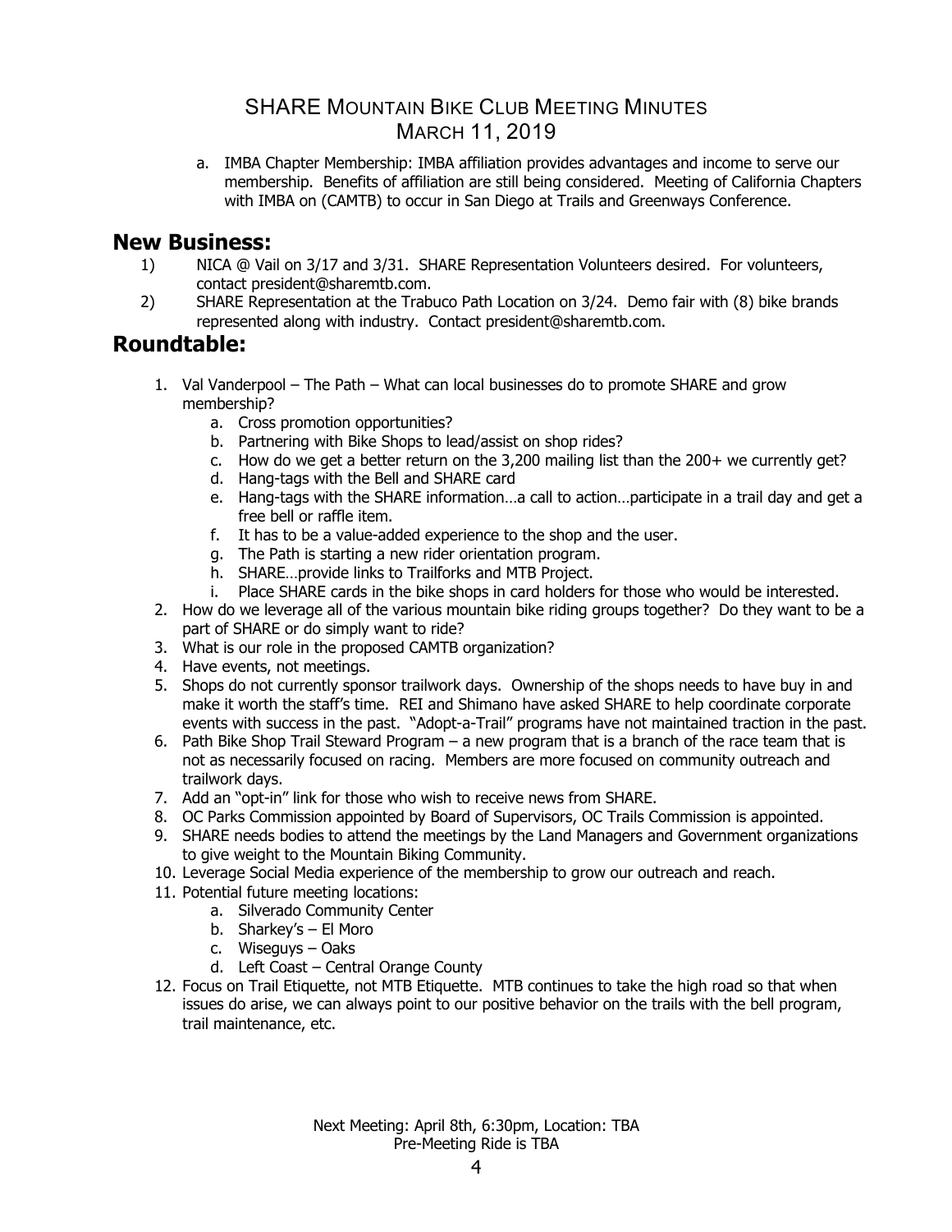a. IMBA Chapter Membership: IMBA affiliation provides advantages and income to serve our membership. Benefits of affiliation are still being considered. Meeting of California Chapters with IMBA on (CAMTB) to occur in San Diego at Trails and Greenways Conference.

## New Business:

1) NICA @ Vail on 3/17 and 3/31. SHARE Representation Volunteers desired. For volunteers, contact president@sharemtb.com.
2) SHARE Representation at the Trabuco Path Location on 3/24. Demo fair with (8) bike brands represented along with industry. Contact president@sharemtb.com.

## Roundtable:

1. Val Vanderpool – The Path – What can local businesses do to promote SHARE and grow membership?
    a. Cross promotion opportunities?
    b. Partnering with Bike Shops to lead/assist on shop rides?
    c. How do we get a better return on the 3,200 mailing list than the 200+ we currently get?
    d. Hang-tags with the Bell and SHARE card
    e. Hang-tags with the SHARE information…a call to action…participate in a trail day and get a free bell or raffle item.
    f. It has to be a value-added experience to the shop and the user.
    g. The Path is starting a new rider orientation program.
    h. SHARE…provide links to Trailforks and MTB Project.
    i. Place SHARE cards in the bike shops in card holders for those who would be interested.
2. How do we leverage all of the various mountain bike riding groups together? Do they want to be a part of SHARE or do simply want to ride?
3. What is our role in the proposed CAMTB organization?
4. Have events, not meetings.
5. Shops do not currently sponsor trailwork days. Ownership of the shops needs to have buy in and make it worth the staff's time. REI and Shimano have asked SHARE to help coordinate corporate events with success in the past. "Adopt-a-Trail" programs have not maintained traction in the past.
6. Path Bike Shop Trail Steward Program – a new program that is a branch of the race team that is not as necessarily focused on racing. Members are more focused on community outreach and trailwork days.
7. Add an "opt-in" link for those who wish to receive news from SHARE.
8. OC Parks Commission appointed by Board of Supervisors, OC Trails Commission is appointed.
9. SHARE needs bodies to attend the meetings by the Land Managers and Government organizations to give weight to the Mountain Biking Community.
10. Leverage Social Media experience of the membership to grow our outreach and reach.
11. Potential future meeting locations:
    a. Silverado Community Center
    b. Sharkey's – El Moro
    c. Wiseguys – Oaks
    d. Left Coast – Central Orange County
12. Focus on Trail Etiquette, not MTB Etiquette. MTB continues to take the high road so that when issues do arise, we can always point to our positive behavior on the trails with the bell program, trail maintenance, etc.

Next Meeting: April 8th, 6:30pm, Location: TBA
Pre-Meeting Ride is TBA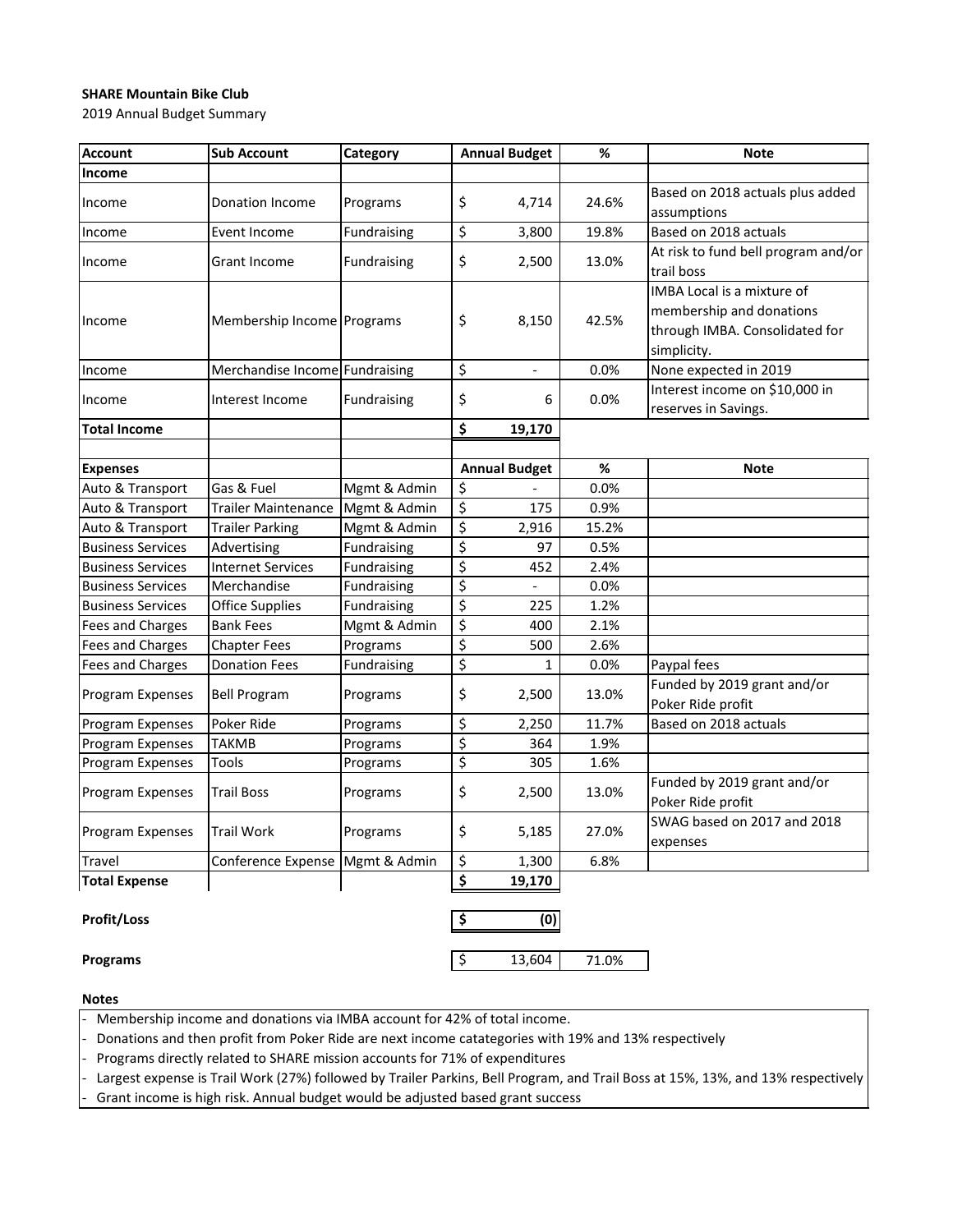**SHARE Mountain Bike Club**

2019 Annual Budget Summary

| Account | Sub Account | Category | Annual Budget | % | Note |
|---|---|---|---|---|---|
| **Income** | | | | | |
| Income | Donation Income | Programs | $ 4,714 | 24.6% | Based on 2018 actuals plus added assumptions |
| Income | Event Income | Fundraising | $ 3,800 | 19.8% | Based on 2018 actuals |
| Income | Grant Income | Fundraising | $ 2,500 | 13.0% | At risk to fund bell program and/or trail boss |
| Income | Membership Income | Programs | $ 8,150 | 42.5% | IMBA Local is a mixture of membership and donations through IMBA. Consolidated for simplicity. |
| Income | Merchandise Income | Fundraising | $ - | 0.0% | None expected in 2019 |
| Income | Interest Income | Fundraising | $ 6 | 0.0% | Interest income on $10,000 in reserves in Savings. |
| **Total Income** | | | **$ 19,170** | | |
| | | | | | |
| **Expenses** | | | **Annual Budget** | **%** | **Note** |
| Auto & Transport | Gas & Fuel | Mgmt & Admin | $ - | 0.0% | |
| Auto & Transport | Trailer Maintenance | Mgmt & Admin | $ 175 | 0.9% | |
| Auto & Transport | Trailer Parking | Mgmt & Admin | $ 2,916 | 15.2% | |
| Business Services | Advertising | Fundraising | $ 97 | 0.5% | |
| Business Services | Internet Services | Fundraising | $ 452 | 2.4% | |
| Business Services | Merchandise | Fundraising | $ - | 0.0% | |
| Business Services | Office Supplies | Fundraising | $ 225 | 1.2% | |
| Fees and Charges | Bank Fees | Mgmt & Admin | $ 400 | 2.1% | |
| Fees and Charges | Chapter Fees | Programs | $ 500 | 2.6% | |
| Fees and Charges | Donation Fees | Fundraising | $ 1 | 0.0% | Paypal fees |
| Program Expenses | Bell Program | Programs | $ 2,500 | 13.0% | Funded by 2019 grant and/or Poker Ride profit |
| Program Expenses | Poker Ride | Programs | $ 2,250 | 11.7% | Based on 2018 actuals |
| Program Expenses | TAKMB | Programs | $ 364 | 1.9% | |
| Program Expenses | Tools | Programs | $ 305 | 1.6% | |
| Program Expenses | Trail Boss | Programs | $ 2,500 | 13.0% | Funded by 2019 grant and/or Poker Ride profit |
| Program Expenses | Trail Work | Programs | $ 5,185 | 27.0% | SWAG based on 2017 and 2018 expenses |
| Travel | Conference Expense | Mgmt & Admin | $ 1,300 | 6.8% | |
| **Total Expense** | | | **$ 19,170** | | |
| | | | | | |
| **Profit/Loss** | | | **$ (0)** | | |
| | | | | | |
| **Programs** | | | $ 13,604 | 71.0% | |

**Notes**

- Membership income and donations via IMBA account for 42% of total income.
- Donations and then profit from Poker Ride are next income catategories with 19% and 13% respectively
- Programs directly related to SHARE mission accounts for 71% of expenditures
- Largest expense is Trail Work (27%) followed by Trailer Parkins, Bell Program, and Trail Boss at 15%, 13%, and 13% respectively
- Grant income is high risk. Annual budget would be adjusted based grant success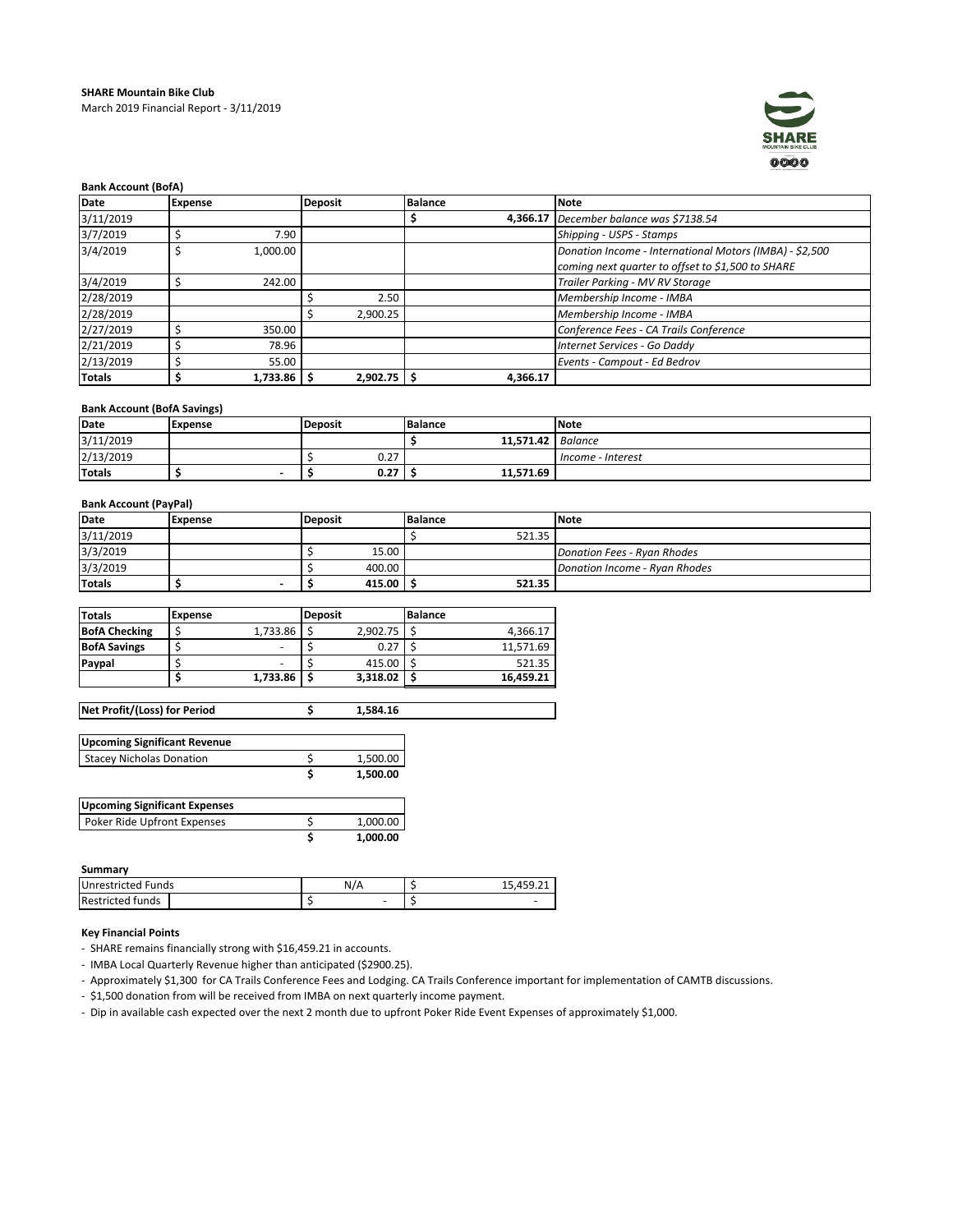**SHARE Mountain Bike Club**

March 2019 Financial Report - 3/11/2019

**Bank Account (BofA)**

| Date | Expense | Deposit | Balance | Note |
|---|---|---|---|---|
| 3/11/2019 | | | $ 4,366.17 | *December balance was $7138.54* |
| 3/7/2019 | $ 7.90 | | | *Shipping - USPS - Stamps* |
| 3/4/2019 | $ 1,000.00 | | | *Donation Income - International Motors (IMBA) - $2,500 coming next quarter to offset to $1,500 to SHARE* |
| 3/4/2019 | $ 242.00 | | | *Trailer Parking - MV RV Storage* |
| 2/28/2019 | | $ 2.50 | | *Membership Income - IMBA* |
| 2/28/2019 | | $ 2,900.25 | | *Membership Income - IMBA* |
| 2/27/2019 | $ 350.00 | | | *Conference Fees - CA Trails Conference* |
| 2/21/2019 | $ 78.96 | | | *Internet Services - Go Daddy* |
| 2/13/2019 | $ 55.00 | | | *Events - Campout - Ed Bedrov* |
| **Totals** | **$ 1,733.86** | **$ 2,902.75** | **$ 4,366.17** | |

**Bank Account (BofA Savings)**

| Date | Expense | Deposit | Balance | Note |
|---|---|---|---|---|
| 3/11/2019 | | | $ 11,571.42 | *Balance* |
| 2/13/2019 | | $ 0.27 | | *Income - Interest* |
| **Totals** | **$ -** | **$ 0.27** | **$ 11,571.69** | |

**Bank Account (PayPal)**

| Date | Expense | Deposit | Balance | Note |
|---|---|---|---|---|
| 3/11/2019 | | | $ 521.35 | |
| 3/3/2019 | | $ 15.00 | | *Donation Fees - Ryan Rhodes* |
| 3/3/2019 | | $ 400.00 | | *Donation Income - Ryan Rhodes* |
| **Totals** | **$ -** | **$ 415.00** | **$ 521.35** | |

| Totals | Expense | Deposit | Balance |
|---|---|---|---|
| **BofA Checking** | $ 1,733.86 | $ 2,902.75 | $ 4,366.17 |
| **BofA Savings** | $ - | $ 0.27 | $ 11,571.69 |
| **Paypal** | $ - | $ 415.00 | $ 521.35 |
| | **$ 1,733.86** | **$ 3,318.02** | **$ 16,459.21** |

| Net Profit/(Loss) for Period | |
|---|---|
| | **$ 1,584.16** |

| Upcoming Significant Revenue | |
|---|---|
| Stacey Nicholas Donation | $ 1,500.00 |
| | **$ 1,500.00** |

| Upcoming Significant Expenses | |
|---|---|
| Poker Ride Upfront Expenses | $ 1,000.00 |
| | **$ 1,000.00** |

**Summary**

| | | | |
|---|---|---|---|
| Unrestricted Funds | | N/A | $ 15,459.21 |
| Restricted funds | | $ - | $ - |

**Key Financial Points**

- SHARE remains financially strong with $16,459.21 in accounts.
- IMBA Local Quarterly Revenue higher than anticipated ($2900.25).
- Approximately $1,300 for CA Trails Conference Fees and Lodging. CA Trails Conference important for implementation of CAMTB discussions.
- $1,500 donation from will be received from IMBA on next quarterly income payment.
- Dip in available cash expected over the next 2 month due to upfront Poker Ride Event Expenses of approximately $1,000.